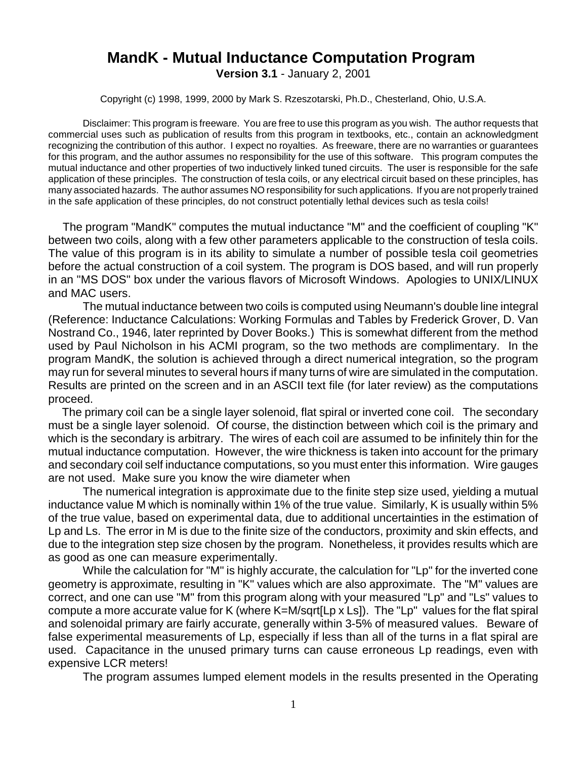# MandK - Mutual Inductance Computation Program

**Version 3.1** - January 2, 2001

Copyright (c) 1998, 1999, 2000 by Mark S. Rzeszotarski, Ph.D., Chesterland, Ohio, U.S.A.

Disclaimer: This program is freeware. You are free to use this program as you wish. The author requests that commercial uses such as publication of results from this program in textbooks, etc., contain an acknowledgment recognizing the contribution of this author. I expect no royalties. As freeware, there are no warranties or guarantees for this program, and the author assumes no responsibility for the use of this software. This program computes the mutual inductance and other properties of two inductively linked tuned circuits. The user is responsible for the safe application of these principles. The construction of tesla coils, or any electrical circuit based on these principles, has many associated hazards. The author assumes NO responsibility for such applications. If you are not properly trained in the safe application of these principles, do not construct potentially lethal devices such as tesla coils!

The program "MandK" computes the mutual inductance "M" and the coefficient of coupling "K" between two coils, along with a few other parameters applicable to the construction of tesla coils. The value of this program is in its ability to simulate a number of possible tesla coil geometries before the actual construction of a coil system. The program is DOS based, and will run properly in an "MS DOS" box under the various flavors of Microsoft Windows. Apologies to UNIX/LINUX and MAC users.

The mutual inductance between two coils is computed using Neumann's double line integral (Reference: Inductance Calculations: Working Formulas and Tables by Frederick Grover, D. Van Nostrand Co., 1946, later reprinted by Dover Books.) This is somewhat different from the method used by Paul Nicholson in his ACMI program, so the two methods are complimentary. In the program MandK, the solution is achieved through a direct numerical integration, so the program may run for several minutes to several hours if many turns of wire are simulated in the computation. Results are printed on the screen and in an ASCII text file (for later review) as the computations proceed.

The primary coil can be a single layer solenoid, flat spiral or inverted cone coil. The secondary must be a single layer solenoid. Of course, the distinction between which coil is the primary and which is the secondary is arbitrary. The wires of each coil are assumed to be infinitely thin for the mutual inductance computation. However, the wire thickness is taken into account for the primary and secondary coil self inductance computations, so you must enter this information. Wire gauges are not used. Make sure you know the wire diameter when

The numerical integration is approximate due to the finite step size used, yielding a mutual inductance value M which is nominally within 1% of the true value. Similarly, K is usually within 5% of the true value, based on experimental data, due to additional uncertainties in the estimation of Lp and Ls. The error in M is due to the finite size of the conductors, proximity and skin effects, and due to the integration step size chosen by the program. Nonetheless, it provides results which are as good as one can measure experimentally.

While the calculation for "M" is highly accurate, the calculation for "Lp" for the inverted cone geometry is approximate, resulting in "K" values which are also approximate. The "M" values are correct, and one can use "M" from this program along with your measured "Lp" and "Ls" values to compute a more accurate value for K (where K=M/sqrt[Lp x Ls]). The "Lp" values for the flat spiral and solenoidal primary are fairly accurate, generally within 3-5% of measured values. Beware of false experimental measurements of Lp, especially if less than all of the turns in a flat spiral are used. Capacitance in the unused primary turns can cause erroneous Lp readings, even with expensive LCR meters!

The program assumes lumped element models in the results presented in the Operating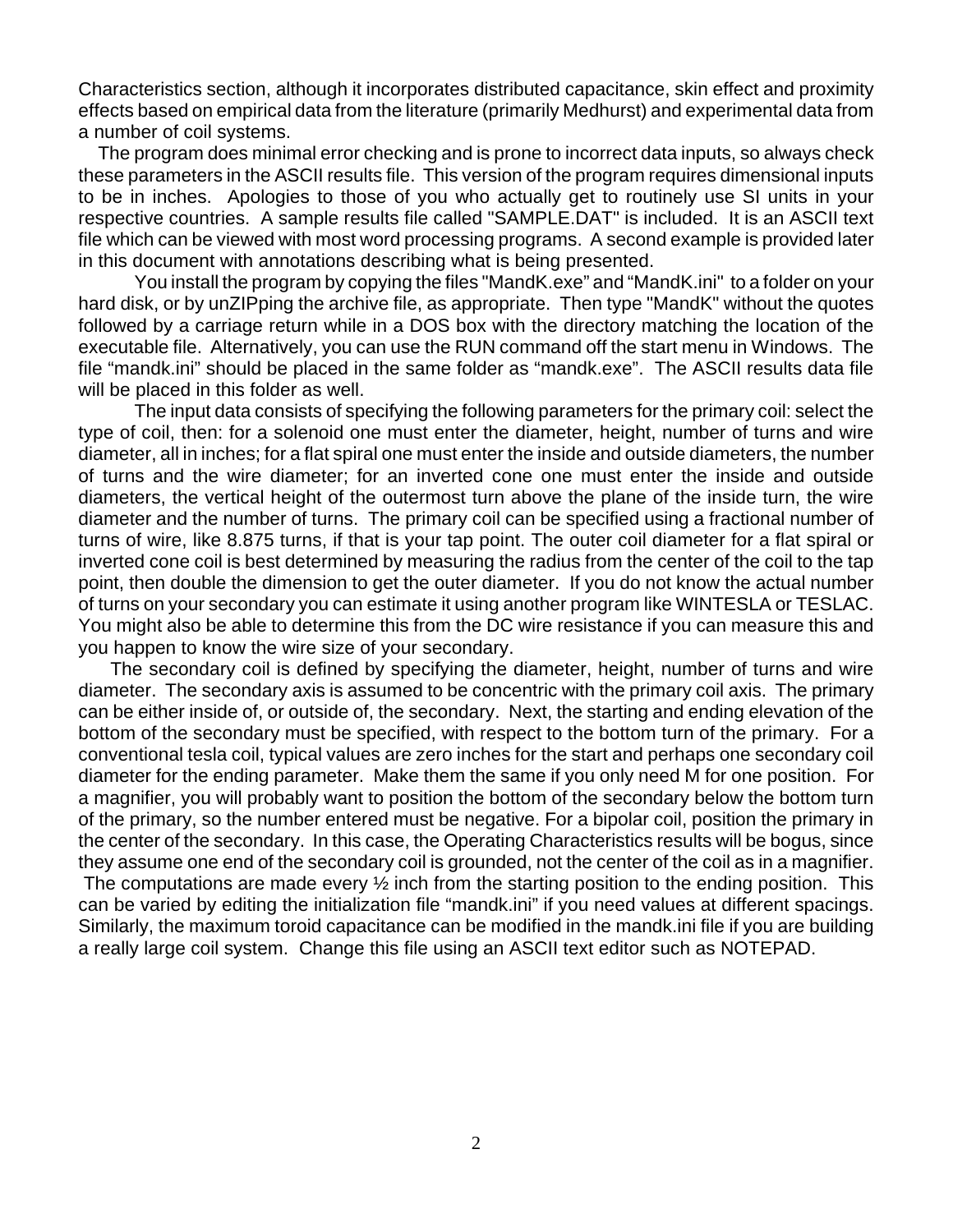Characteristics section, although it incorporates distributed capacitance, skin effect and proximity effects based on empirical data from the literature (primarily Medhurst) and experimental data from a number of coil systems.

The program does minimal error checking and is prone to incorrect data inputs, so always check these parameters in the ASCII results file. This version of the program requires dimensional inputs to be in inches. Apologies to those of you who actually get to routinely use SI units in your respective countries. A sample results file called "SAMPLE.DAT" is included. It is an ASCII text file which can be viewed with most word processing programs. A second example is provided later in this document with annotations describing what is being presented.

You install the program by copying the files "MandK.exe" and "MandK.ini" to a folder on your hard disk, or by unZIPping the archive file, as appropriate. Then type "MandK" without the quotes followed by a carriage return while in a DOS box with the directory matching the location of the executable file. Alternatively, you can use the RUN command off the start menu in Windows. The file "mandk.ini" should be placed in the same folder as "mandk.exe". The ASCII results data file will be placed in this folder as well.

The input data consists of specifying the following parameters for the primary coil: select the type of coil, then: for a solenoid one must enter the diameter, height, number of turns and wire diameter, all in inches; for a flat spiral one must enter the inside and outside diameters, the number of turns and the wire diameter; for an inverted cone one must enter the inside and outside diameters, the vertical height of the outermost turn above the plane of the inside turn, the wire diameter and the number of turns. The primary coil can be specified using a fractional number of turns of wire, like 8.875 turns, if that is your tap point. The outer coil diameter for a flat spiral or inverted cone coil is best determined by measuring the radius from the center of the coil to the tap point, then double the dimension to get the outer diameter. If you do not know the actual number of turns on your secondary you can estimate it using another program like WINTESLA or TESLAC. You might also be able to determine this from the DC wire resistance if you can measure this and you happen to know the wire size of your secondary.

The secondary coil is defined by specifying the diameter, height, number of turns and wire diameter. The secondary axis is assumed to be concentric with the primary coil axis. The primary can be either inside of, or outside of, the secondary. Next, the starting and ending elevation of the bottom of the secondary must be specified, with respect to the bottom turn of the primary. For a conventional tesla coil, typical values are zero inches for the start and perhaps one secondary coil diameter for the ending parameter. Make them the same if you only need M for one position. For a magnifier, you will probably want to position the bottom of the secondary below the bottom turn of the primary, so the number entered must be negative. For a bipolar coil, position the primary in the center of the secondary. In this case, the Operating Characteristics results will be bogus, since they assume one end of the secondary coil is grounded, not the center of the coil as in a magnifier. The computations are made every ½ inch from the starting position to the ending position. This can be varied by editing the initialization file "mandk.ini" if you need values at different spacings. Similarly, the maximum toroid capacitance can be modified in the mandk.ini file if you are building a really large coil system. Change this file using an ASCII text editor such as NOTEPAD.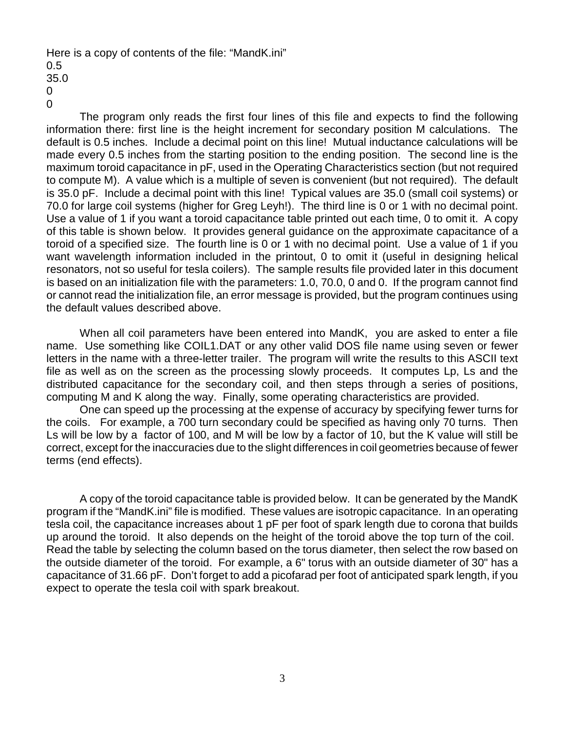Here is a copy of contents of the file: "MandK.ini"

```
0.5
35.0
0
0
```

The program only reads the first four lines of this file and expects to find the following information there: first line is the height increment for secondary position M calculations. The default is 0.5 inches. Include a decimal point on this line! Mutual inductance calculations will be made every 0.5 inches from the starting position to the ending position. The second line is the maximum toroid capacitance in pF, used in the Operating Characteristics section (but not required to compute M). A value which is a multiple of seven is convenient (but not required). The default is 35.0 pF. Include a decimal point with this line! Typical values are 35.0 (small coil systems) or 70.0 for large coil systems (higher for Greg Leyh!). The third line is 0 or 1 with no decimal point. Use a value of 1 if you want a toroid capacitance table printed out each time, 0 to omit it. A copy of this table is shown below. It provides general guidance on the approximate capacitance of a toroid of a specified size. The fourth line is 0 or 1 with no decimal point. Use a value of 1 if you want wavelength information included in the printout, 0 to omit it (useful in designing helical resonators, not so useful for tesla coilers). The sample results file provided later in this document is based on an initialization file with the parameters: 1.0, 70.0, 0 and 0. If the program cannot find or cannot read the initialization file, an error message is provided, but the program continues using the default values described above.

When all coil parameters have been entered into MandK, you are asked to enter a file name. Use something like COIL1.DAT or any other valid DOS file name using seven or fewer letters in the name with a three-letter trailer. The program will write the results to this ASCII text file as well as on the screen as the processing slowly proceeds. It computes Lp, Ls and the distributed capacitance for the secondary coil, and then steps through a series of positions, computing M and K along the way. Finally, some operating characteristics are provided.

One can speed up the processing at the expense of accuracy by specifying fewer turns for the coils. For example, a 700 turn secondary could be specified as having only 70 turns. Then Ls will be low by a factor of 100, and M will be low by a factor of 10, but the K value will still be correct, except for the inaccuracies due to the slight differences in coil geometries because of fewer terms (end effects).

A copy of the toroid capacitance table is provided below. It can be generated by the MandK program if the "MandK.ini" file is modified. These values are isotropic capacitance. In an operating tesla coil, the capacitance increases about 1 pF per foot of spark length due to corona that builds up around the toroid. It also depends on the height of the toroid above the top turn of the coil. Read the table by selecting the column based on the torus diameter, then select the row based on the outside diameter of the toroid. For example, a 6" torus with an outside diameter of 30" has a capacitance of 31.66 pF. Don't forget to add a picofarad per foot of anticipated spark length, if you expect to operate the tesla coil with spark breakout.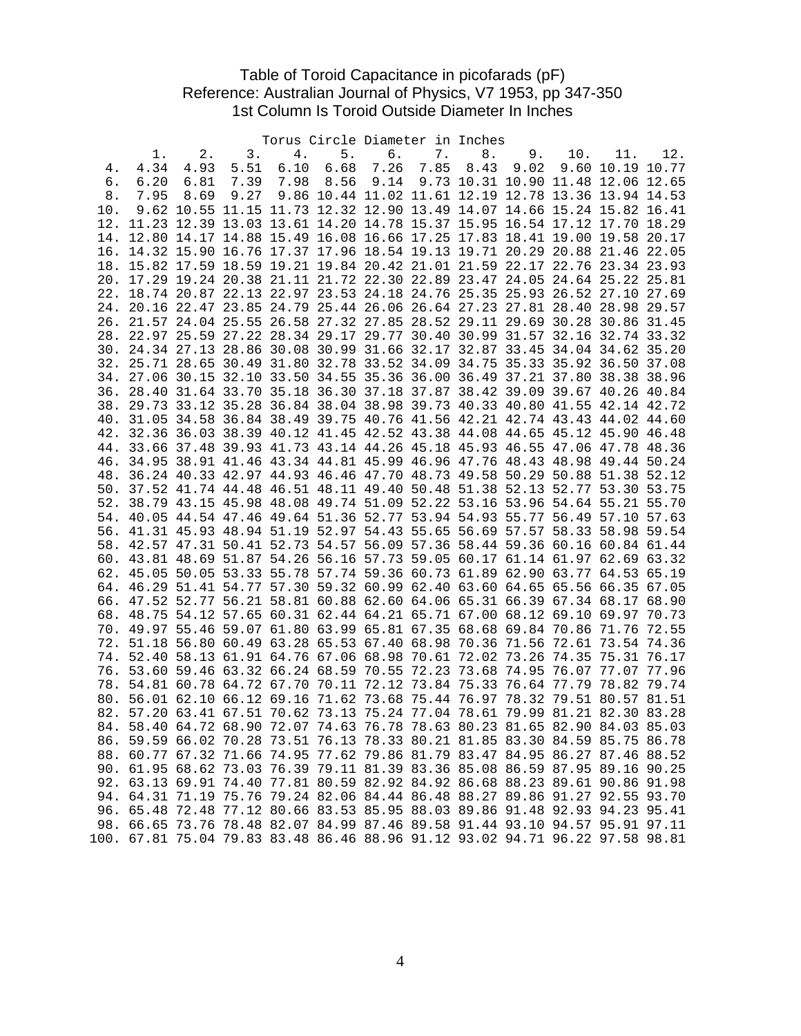Table of Toroid Capacitance in picofarads (pF)
Reference: Australian Journal of Physics, V7 1953, pp 347-350
1st Column Is Toroid Outside Diameter In Inches

| | Torus Circle Diameter in Inches | | | | | | | | | | | |
|---|---|---|---|---|---|---|---|---|---|---|---|---|
| | 1. | 2. | 3. | 4. | 5. | 6. | 7. | 8. | 9. | 10. | 11. | 12. |
| 4. | 4.34 | 4.93 | 5.51 | 6.10 | 6.68 | 7.26 | 7.85 | 8.43 | 9.02 | 9.60 | 10.19 | 10.77 |
| 6. | 6.20 | 6.81 | 7.39 | 7.98 | 8.56 | 9.14 | 9.73 | 10.31 | 10.90 | 11.48 | 12.06 | 12.65 |
| 8. | 7.95 | 8.69 | 9.27 | 9.86 | 10.44 | 11.02 | 11.61 | 12.19 | 12.78 | 13.36 | 13.94 | 14.53 |
| 10. | 9.62 | 10.55 | 11.15 | 11.73 | 12.32 | 12.90 | 13.49 | 14.07 | 14.66 | 15.24 | 15.82 | 16.41 |
| 12. | 11.23 | 12.39 | 13.03 | 13.61 | 14.20 | 14.78 | 15.37 | 15.95 | 16.54 | 17.12 | 17.70 | 18.29 |
| 14. | 12.80 | 14.17 | 14.88 | 15.49 | 16.08 | 16.66 | 17.25 | 17.83 | 18.41 | 19.00 | 19.58 | 20.17 |
| 16. | 14.32 | 15.90 | 16.76 | 17.37 | 17.96 | 18.54 | 19.13 | 19.71 | 20.29 | 20.88 | 21.46 | 22.05 |
| 18. | 15.82 | 17.59 | 18.59 | 19.21 | 19.84 | 20.42 | 21.01 | 21.59 | 22.17 | 22.76 | 23.34 | 23.93 |
| 20. | 17.29 | 19.24 | 20.38 | 21.11 | 21.72 | 22.30 | 22.89 | 23.47 | 24.05 | 24.64 | 25.22 | 25.81 |
| 22. | 18.74 | 20.87 | 22.13 | 22.97 | 23.53 | 24.18 | 24.76 | 25.35 | 25.93 | 26.52 | 27.10 | 27.69 |
| 24. | 20.16 | 22.47 | 23.85 | 24.79 | 25.44 | 26.06 | 26.64 | 27.23 | 27.81 | 28.40 | 28.98 | 29.57 |
| 26. | 21.57 | 24.04 | 25.55 | 26.58 | 27.32 | 27.85 | 28.52 | 29.11 | 29.69 | 30.28 | 30.86 | 31.45 |
| 28. | 22.97 | 25.59 | 27.22 | 28.34 | 29.17 | 29.77 | 30.40 | 30.99 | 31.57 | 32.16 | 32.74 | 33.32 |
| 30. | 24.34 | 27.13 | 28.86 | 30.08 | 30.99 | 31.66 | 32.17 | 32.87 | 33.45 | 34.04 | 34.62 | 35.20 |
| 32. | 25.71 | 28.65 | 30.49 | 31.80 | 32.78 | 33.52 | 34.09 | 34.75 | 35.33 | 35.92 | 36.50 | 37.08 |
| 34. | 27.06 | 30.15 | 32.10 | 33.50 | 34.55 | 35.36 | 36.00 | 36.49 | 37.21 | 37.80 | 38.38 | 38.96 |
| 36. | 28.40 | 31.64 | 33.70 | 35.18 | 36.30 | 37.18 | 37.87 | 38.42 | 39.09 | 39.67 | 40.26 | 40.84 |
| 38. | 29.73 | 33.12 | 35.28 | 36.84 | 38.04 | 38.98 | 39.73 | 40.33 | 40.80 | 41.55 | 42.14 | 42.72 |
| 40. | 31.05 | 34.58 | 36.84 | 38.49 | 39.75 | 40.76 | 41.56 | 42.21 | 42.74 | 43.43 | 44.02 | 44.60 |
| 42. | 32.36 | 36.03 | 38.39 | 40.12 | 41.45 | 42.52 | 43.38 | 44.08 | 44.65 | 45.12 | 45.90 | 46.48 |
| 44. | 33.66 | 37.48 | 39.93 | 41.73 | 43.14 | 44.26 | 45.18 | 45.93 | 46.55 | 47.06 | 47.78 | 48.36 |
| 46. | 34.95 | 38.91 | 41.46 | 43.34 | 44.81 | 45.99 | 46.96 | 47.76 | 48.43 | 48.98 | 49.44 | 50.24 |
| 48. | 36.24 | 40.33 | 42.97 | 44.93 | 46.46 | 47.70 | 48.73 | 49.58 | 50.29 | 50.88 | 51.38 | 52.12 |
| 50. | 37.52 | 41.74 | 44.48 | 46.51 | 48.11 | 49.40 | 50.48 | 51.38 | 52.13 | 52.77 | 53.30 | 53.75 |
| 52. | 38.79 | 43.15 | 45.98 | 48.08 | 49.74 | 51.09 | 52.22 | 53.16 | 53.96 | 54.64 | 55.21 | 55.70 |
| 54. | 40.05 | 44.54 | 47.46 | 49.64 | 51.36 | 52.77 | 53.94 | 54.93 | 55.77 | 56.49 | 57.10 | 57.63 |
| 56. | 41.31 | 45.93 | 48.94 | 51.19 | 52.97 | 54.43 | 55.65 | 56.69 | 57.57 | 58.33 | 58.98 | 59.54 |
| 58. | 42.57 | 47.31 | 50.41 | 52.73 | 54.57 | 56.09 | 57.36 | 58.44 | 59.36 | 60.16 | 60.84 | 61.44 |
| 60. | 43.81 | 48.69 | 51.87 | 54.26 | 56.16 | 57.73 | 59.05 | 60.17 | 61.14 | 61.97 | 62.69 | 63.32 |
| 62. | 45.05 | 50.05 | 53.33 | 55.78 | 57.74 | 59.36 | 60.73 | 61.89 | 62.90 | 63.77 | 64.53 | 65.19 |
| 64. | 46.29 | 51.41 | 54.77 | 57.30 | 59.32 | 60.99 | 62.40 | 63.60 | 64.65 | 65.56 | 66.35 | 67.05 |
| 66. | 47.52 | 52.77 | 56.21 | 58.81 | 60.88 | 62.60 | 64.06 | 65.31 | 66.39 | 67.34 | 68.17 | 68.90 |
| 68. | 48.75 | 54.12 | 57.65 | 60.31 | 62.44 | 64.21 | 65.71 | 67.00 | 68.12 | 69.10 | 69.97 | 70.73 |
| 70. | 49.97 | 55.46 | 59.07 | 61.80 | 63.99 | 65.81 | 67.35 | 68.68 | 69.84 | 70.86 | 71.76 | 72.55 |
| 72. | 51.18 | 56.80 | 60.49 | 63.28 | 65.53 | 67.40 | 68.98 | 70.36 | 71.56 | 72.61 | 73.54 | 74.36 |
| 74. | 52.40 | 58.13 | 61.91 | 64.76 | 67.06 | 68.98 | 70.61 | 72.02 | 73.26 | 74.35 | 75.31 | 76.17 |
| 76. | 53.60 | 59.46 | 63.32 | 66.24 | 68.59 | 70.55 | 72.23 | 73.68 | 74.95 | 76.07 | 77.07 | 77.96 |
| 78. | 54.81 | 60.78 | 64.72 | 67.70 | 70.11 | 72.12 | 73.84 | 75.33 | 76.64 | 77.79 | 78.82 | 79.74 |
| 80. | 56.01 | 62.10 | 66.12 | 69.16 | 71.62 | 73.68 | 75.44 | 76.97 | 78.32 | 79.51 | 80.57 | 81.51 |
| 82. | 57.20 | 63.41 | 67.51 | 70.62 | 73.13 | 75.24 | 77.04 | 78.61 | 79.99 | 81.21 | 82.30 | 83.28 |
| 84. | 58.40 | 64.72 | 68.90 | 72.07 | 74.63 | 76.78 | 78.63 | 80.23 | 81.65 | 82.90 | 84.03 | 85.03 |
| 86. | 59.59 | 66.02 | 70.28 | 73.51 | 76.13 | 78.33 | 80.21 | 81.85 | 83.30 | 84.59 | 85.75 | 86.78 |
| 88. | 60.77 | 67.32 | 71.66 | 74.95 | 77.62 | 79.86 | 81.79 | 83.47 | 84.95 | 86.27 | 87.46 | 88.52 |
| 90. | 61.95 | 68.62 | 73.03 | 76.39 | 79.11 | 81.39 | 83.36 | 85.08 | 86.59 | 87.95 | 89.16 | 90.25 |
| 92. | 63.13 | 69.91 | 74.40 | 77.81 | 80.59 | 82.92 | 84.92 | 86.68 | 88.23 | 89.61 | 90.86 | 91.98 |
| 94. | 64.31 | 71.19 | 75.76 | 79.24 | 82.06 | 84.44 | 86.48 | 88.27 | 89.86 | 91.27 | 92.55 | 93.70 |
| 96. | 65.48 | 72.48 | 77.12 | 80.66 | 83.53 | 85.95 | 88.03 | 89.86 | 91.48 | 92.93 | 94.23 | 95.41 |
| 98. | 66.65 | 73.76 | 78.48 | 82.07 | 84.99 | 87.46 | 89.58 | 91.44 | 93.10 | 94.57 | 95.91 | 97.11 |
| 100. | 67.81 | 75.04 | 79.83 | 83.48 | 86.46 | 88.96 | 91.12 | 93.02 | 94.71 | 96.22 | 97.58 | 98.81 |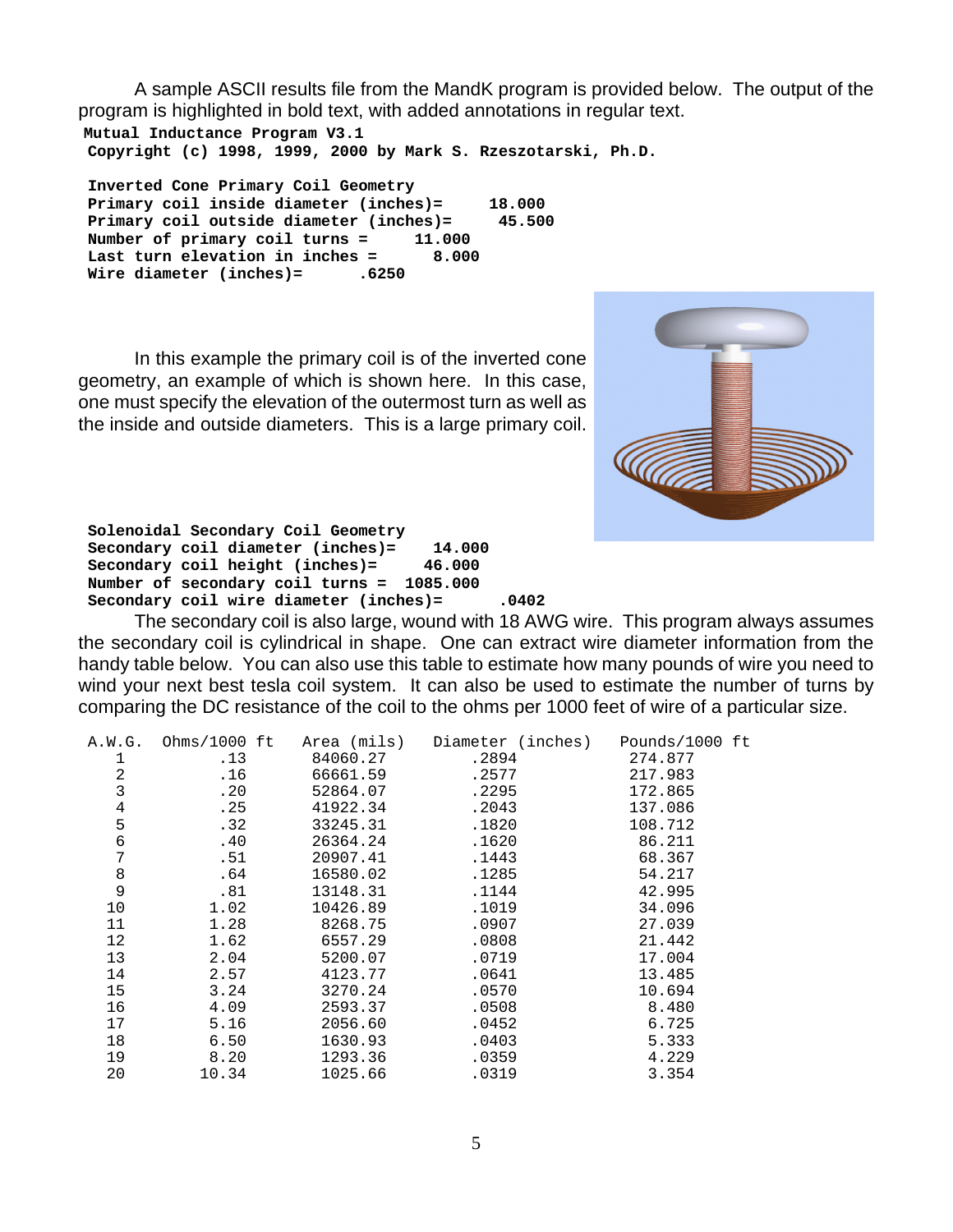A sample ASCII results file from the MandK program is provided below. The output of the program is highlighted in bold text, with added annotations in regular text.

```
Mutual Inductance Program V3.1
Copyright (c) 1998, 1999, 2000 by Mark S. Rzeszotarski, Ph.D.

Inverted Cone Primary Coil Geometry
Primary coil inside diameter (inches)=     18.000
Primary coil outside diameter (inches)=     45.500
Number of primary coil turns =     11.000
Last turn elevation in inches =      8.000
Wire diameter (inches)=      .6250
```

In this example the primary coil is of the inverted cone geometry, an example of which is shown here. In this case, one must specify the elevation of the outermost turn as well as the inside and outside diameters. This is a large primary coil.

```
Solenoidal Secondary Coil Geometry
Secondary coil diameter (inches)=    14.000
Secondary coil height (inches)=     46.000
Number of secondary coil turns =  1085.000
Secondary coil wire diameter (inches)=      .0402
```

The secondary coil is also large, wound with 18 AWG wire. This program always assumes the secondary coil is cylindrical in shape. One can extract wire diameter information from the handy table below. You can also use this table to estimate how many pounds of wire you need to wind your next best tesla coil system. It can also be used to estimate the number of turns by comparing the DC resistance of the coil to the ohms per 1000 feet of wire of a particular size.

| A.W.G. | Ohms/1000 ft | Area (mils) | Diameter (inches) | Pounds/1000 ft |
|---|---|---|---|---|
| 1 | .13 | 84060.27 | .2894 | 274.877 |
| 2 | .16 | 66661.59 | .2577 | 217.983 |
| 3 | .20 | 52864.07 | .2295 | 172.865 |
| 4 | .25 | 41922.34 | .2043 | 137.086 |
| 5 | .32 | 33245.31 | .1820 | 108.712 |
| 6 | .40 | 26364.24 | .1620 | 86.211 |
| 7 | .51 | 20907.41 | .1443 | 68.367 |
| 8 | .64 | 16580.02 | .1285 | 54.217 |
| 9 | .81 | 13148.31 | .1144 | 42.995 |
| 10 | 1.02 | 10426.89 | .1019 | 34.096 |
| 11 | 1.28 | 8268.75 | .0907 | 27.039 |
| 12 | 1.62 | 6557.29 | .0808 | 21.442 |
| 13 | 2.04 | 5200.07 | .0719 | 17.004 |
| 14 | 2.57 | 4123.77 | .0641 | 13.485 |
| 15 | 3.24 | 3270.24 | .0570 | 10.694 |
| 16 | 4.09 | 2593.37 | .0508 | 8.480 |
| 17 | 5.16 | 2056.60 | .0452 | 6.725 |
| 18 | 6.50 | 1630.93 | .0403 | 5.333 |
| 19 | 8.20 | 1293.36 | .0359 | 4.229 |
| 20 | 10.34 | 1025.66 | .0319 | 3.354 |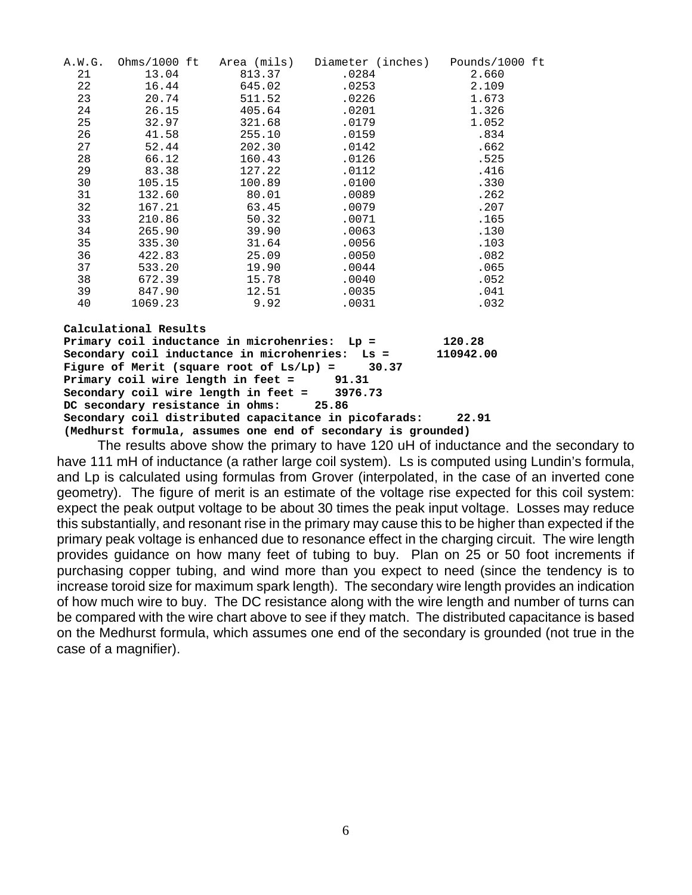| A.W.G. | Ohms/1000 ft | Area (mils) | Diameter (inches) | Pounds/1000 ft |
|---|---|---|---|---|
| 21 | 13.04 | 813.37 | .0284 | 2.660 |
| 22 | 16.44 | 645.02 | .0253 | 2.109 |
| 23 | 20.74 | 511.52 | .0226 | 1.673 |
| 24 | 26.15 | 405.64 | .0201 | 1.326 |
| 25 | 32.97 | 321.68 | .0179 | 1.052 |
| 26 | 41.58 | 255.10 | .0159 | .834 |
| 27 | 52.44 | 202.30 | .0142 | .662 |
| 28 | 66.12 | 160.43 | .0126 | .525 |
| 29 | 83.38 | 127.22 | .0112 | .416 |
| 30 | 105.15 | 100.89 | .0100 | .330 |
| 31 | 132.60 | 80.01 | .0089 | .262 |
| 32 | 167.21 | 63.45 | .0079 | .207 |
| 33 | 210.86 | 50.32 | .0071 | .165 |
| 34 | 265.90 | 39.90 | .0063 | .130 |
| 35 | 335.30 | 31.64 | .0056 | .103 |
| 36 | 422.83 | 25.09 | .0050 | .082 |
| 37 | 533.20 | 19.90 | .0044 | .065 |
| 38 | 672.39 | 15.78 | .0040 | .052 |
| 39 | 847.90 | 12.51 | .0035 | .041 |
| 40 | 1069.23 | 9.92 | .0031 | .032 |

**Calculational Results**
**Primary coil inductance in microhenries: Lp = 120.28**
**Secondary coil inductance in microhenries: Ls = 110942.00**
**Figure of Merit (square root of Ls/Lp) = 30.37**
**Primary coil wire length in feet = 91.31**
**Secondary coil wire length in feet = 3976.73**
**DC secondary resistance in ohms: 25.86**
**Secondary coil distributed capacitance in picofarads: 22.91**
**(Medhurst formula, assumes one end of secondary is grounded)**

The results above show the primary to have 120 uH of inductance and the secondary to have 111 mH of inductance (a rather large coil system). Ls is computed using Lundin's formula, and Lp is calculated using formulas from Grover (interpolated, in the case of an inverted cone geometry). The figure of merit is an estimate of the voltage rise expected for this coil system: expect the peak output voltage to be about 30 times the peak input voltage. Losses may reduce this substantially, and resonant rise in the primary may cause this to be higher than expected if the primary peak voltage is enhanced due to resonance effect in the charging circuit. The wire length provides guidance on how many feet of tubing to buy. Plan on 25 or 50 foot increments if purchasing copper tubing, and wind more than you expect to need (since the tendency is to increase toroid size for maximum spark length). The secondary wire length provides an indication of how much wire to buy. The DC resistance along with the wire length and number of turns can be compared with the wire chart above to see if they match. The distributed capacitance is based on the Medhurst formula, which assumes one end of the secondary is grounded (not true in the case of a magnifier).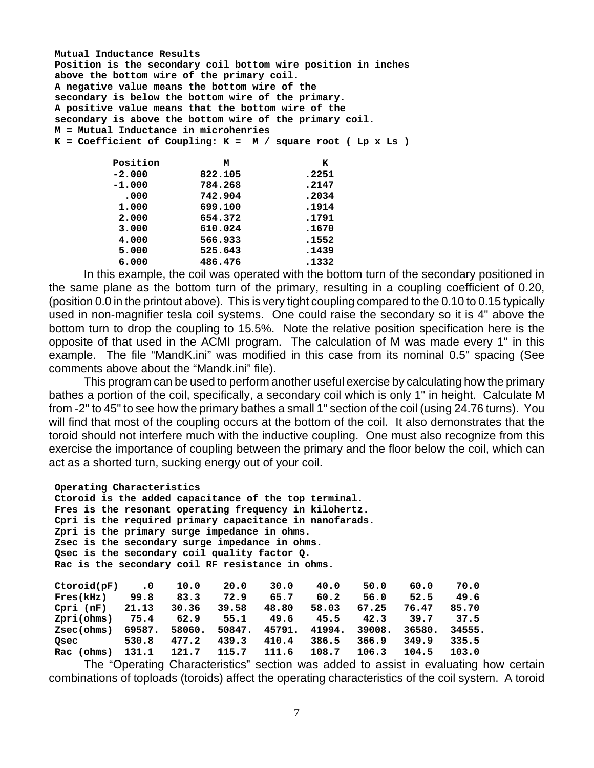**Mutual Inductance Results**
**Position is the secondary coil bottom wire position in inches above the bottom wire of the primary coil.**
**A negative value means the bottom wire of the secondary is below the bottom wire of the primary.**
**A positive value means that the bottom wire of the secondary is above the bottom wire of the primary coil.**
**M = Mutual Inductance in microhenries**
**K = Coefficient of Coupling: K = M / square root ( Lp x Ls )**

| Position | M | K |
|---|---|---|
| -2.000 | 822.105 | .2251 |
| -1.000 | 784.268 | .2147 |
| .000 | 742.904 | .2034 |
| 1.000 | 699.100 | .1914 |
| 2.000 | 654.372 | .1791 |
| 3.000 | 610.024 | .1670 |
| 4.000 | 566.933 | .1552 |
| 5.000 | 525.643 | .1439 |
| 6.000 | 486.476 | .1332 |

In this example, the coil was operated with the bottom turn of the secondary positioned in the same plane as the bottom turn of the primary, resulting in a coupling coefficient of 0.20, (position 0.0 in the printout above). This is very tight coupling compared to the 0.10 to 0.15 typically used in non-magnifier tesla coil systems. One could raise the secondary so it is 4" above the bottom turn to drop the coupling to 15.5%. Note the relative position specification here is the opposite of that used in the ACMI program. The calculation of M was made every 1" in this example. The file "MandK.ini" was modified in this case from its nominal 0.5" spacing (See comments above about the "Mandk.ini" file).

This program can be used to perform another useful exercise by calculating how the primary bathes a portion of the coil, specifically, a secondary coil which is only 1" in height. Calculate M from -2" to 45" to see how the primary bathes a small 1" section of the coil (using 24.76 turns). You will find that most of the coupling occurs at the bottom of the coil. It also demonstrates that the toroid should not interfere much with the inductive coupling. One must also recognize from this exercise the importance of coupling between the primary and the floor below the coil, which can act as a shorted turn, sucking energy out of your coil.

**Operating Characteristics**
**Ctoroid is the added capacitance of the top terminal.**
**Fres is the resonant operating frequency in kilohertz.**
**Cpri is the required primary capacitance in nanofarads.**
**Zpri is the primary surge impedance in ohms.**
**Zsec is the secondary surge impedance in ohms.**
**Qsec is the secondary coil quality factor Q.**
**Rac is the secondary coil RF resistance in ohms.**

| Ctoroid(pF) | .0 | 10.0 | 20.0 | 30.0 | 40.0 | 50.0 | 60.0 | 70.0 |
|---|---|---|---|---|---|---|---|---|
| Fres(kHz) | 99.8 | 83.3 | 72.9 | 65.7 | 60.2 | 56.0 | 52.5 | 49.6 |
| Cpri (nF) | 21.13 | 30.36 | 39.58 | 48.80 | 58.03 | 67.25 | 76.47 | 85.70 |
| Zpri(ohms) | 75.4 | 62.9 | 55.1 | 49.6 | 45.5 | 42.3 | 39.7 | 37.5 |
| Zsec(ohms) | 69587. | 58060. | 50847. | 45791. | 41994. | 39008. | 36580. | 34555. |
| Qsec | 530.8 | 477.2 | 439.3 | 410.4 | 386.5 | 366.9 | 349.9 | 335.5 |
| Rac (ohms) | 131.1 | 121.7 | 115.7 | 111.6 | 108.7 | 106.3 | 104.5 | 103.0 |

The "Operating Characteristics" section was added to assist in evaluating how certain combinations of toploads (toroids) affect the operating characteristics of the coil system. A toroid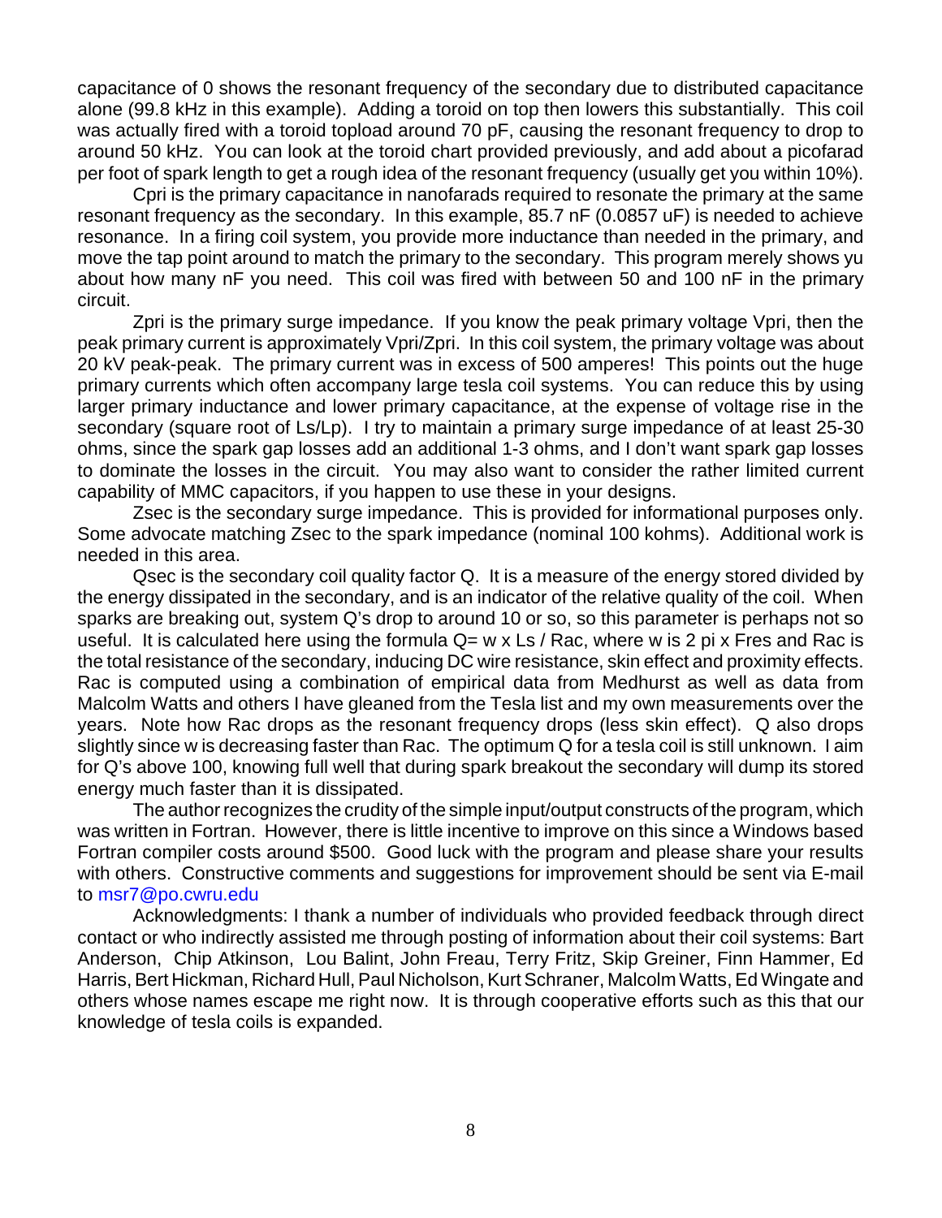capacitance of 0 shows the resonant frequency of the secondary due to distributed capacitance alone (99.8 kHz in this example). Adding a toroid on top then lowers this substantially. This coil was actually fired with a toroid topload around 70 pF, causing the resonant frequency to drop to around 50 kHz. You can look at the toroid chart provided previously, and add about a picofarad per foot of spark length to get a rough idea of the resonant frequency (usually get you within 10%).

Cpri is the primary capacitance in nanofarads required to resonate the primary at the same resonant frequency as the secondary. In this example, 85.7 nF (0.0857 uF) is needed to achieve resonance. In a firing coil system, you provide more inductance than needed in the primary, and move the tap point around to match the primary to the secondary. This program merely shows yu about how many nF you need. This coil was fired with between 50 and 100 nF in the primary circuit.

Zpri is the primary surge impedance. If you know the peak primary voltage Vpri, then the peak primary current is approximately Vpri/Zpri. In this coil system, the primary voltage was about 20 kV peak-peak. The primary current was in excess of 500 amperes! This points out the huge primary currents which often accompany large tesla coil systems. You can reduce this by using larger primary inductance and lower primary capacitance, at the expense of voltage rise in the secondary (square root of Ls/Lp). I try to maintain a primary surge impedance of at least 25-30 ohms, since the spark gap losses add an additional 1-3 ohms, and I don't want spark gap losses to dominate the losses in the circuit. You may also want to consider the rather limited current capability of MMC capacitors, if you happen to use these in your designs.

Zsec is the secondary surge impedance. This is provided for informational purposes only. Some advocate matching Zsec to the spark impedance (nominal 100 kohms). Additional work is needed in this area.

Qsec is the secondary coil quality factor Q. It is a measure of the energy stored divided by the energy dissipated in the secondary, and is an indicator of the relative quality of the coil. When sparks are breaking out, system Q's drop to around 10 or so, so this parameter is perhaps not so useful. It is calculated here using the formula Q= w x Ls / Rac, where w is 2 pi x Fres and Rac is the total resistance of the secondary, inducing DC wire resistance, skin effect and proximity effects. Rac is computed using a combination of empirical data from Medhurst as well as data from Malcolm Watts and others I have gleaned from the Tesla list and my own measurements over the years. Note how Rac drops as the resonant frequency drops (less skin effect). Q also drops slightly since w is decreasing faster than Rac. The optimum Q for a tesla coil is still unknown. I aim for Q's above 100, knowing full well that during spark breakout the secondary will dump its stored energy much faster than it is dissipated.

The author recognizes the crudity of the simple input/output constructs of the program, which was written in Fortran. However, there is little incentive to improve on this since a Windows based Fortran compiler costs around $500. Good luck with the program and please share your results with others. Constructive comments and suggestions for improvement should be sent via E-mail to msr7@po.cwru.edu

Acknowledgments: I thank a number of individuals who provided feedback through direct contact or who indirectly assisted me through posting of information about their coil systems: Bart Anderson, Chip Atkinson, Lou Balint, John Freau, Terry Fritz, Skip Greiner, Finn Hammer, Ed Harris, Bert Hickman, Richard Hull, Paul Nicholson, Kurt Schraner, Malcolm Watts, Ed Wingate and others whose names escape me right now. It is through cooperative efforts such as this that our knowledge of tesla coils is expanded.